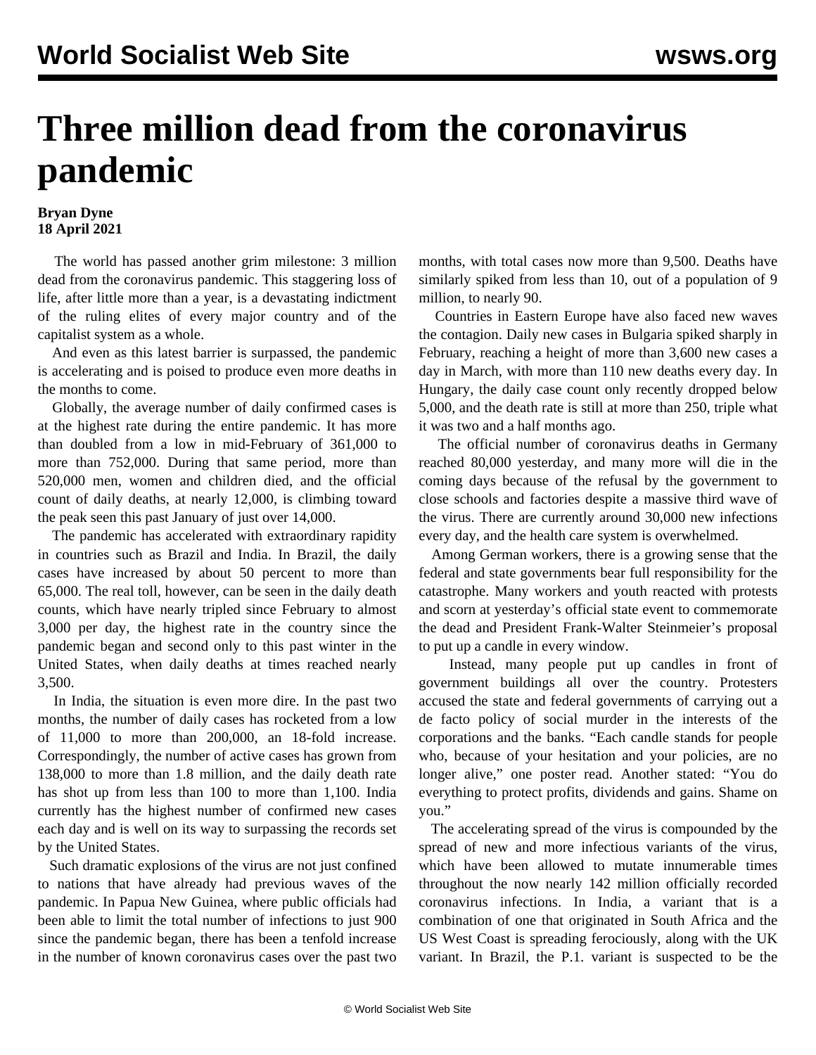# Three million dead from the coronavirus pandemic

**Bryan Dyne**
**18 April 2021**

The world has passed another grim milestone: 3 million dead from the coronavirus pandemic. This staggering loss of life, after little more than a year, is a devastating indictment of the ruling elites of every major country and of the capitalist system as a whole.

And even as this latest barrier is surpassed, the pandemic is accelerating and is poised to produce even more deaths in the months to come.

Globally, the average number of daily confirmed cases is at the highest rate during the entire pandemic. It has more than doubled from a low in mid-February of 361,000 to more than 752,000. During that same period, more than 520,000 men, women and children died, and the official count of daily deaths, at nearly 12,000, is climbing toward the peak seen this past January of just over 14,000.

The pandemic has accelerated with extraordinary rapidity in countries such as Brazil and India. In Brazil, the daily cases have increased by about 50 percent to more than 65,000. The real toll, however, can be seen in the daily death counts, which have nearly tripled since February to almost 3,000 per day, the highest rate in the country since the pandemic began and second only to this past winter in the United States, when daily deaths at times reached nearly 3,500.

In India, the situation is even more dire. In the past two months, the number of daily cases has rocketed from a low of 11,000 to more than 200,000, an 18-fold increase. Correspondingly, the number of active cases has grown from 138,000 to more than 1.8 million, and the daily death rate has shot up from less than 100 to more than 1,100. India currently has the highest number of confirmed new cases each day and is well on its way to surpassing the records set by the United States.

Such dramatic explosions of the virus are not just confined to nations that have already had previous waves of the pandemic. In Papua New Guinea, where public officials had been able to limit the total number of infections to just 900 since the pandemic began, there has been a tenfold increase in the number of known coronavirus cases over the past two months, with total cases now more than 9,500. Deaths have similarly spiked from less than 10, out of a population of 9 million, to nearly 90.

Countries in Eastern Europe have also faced new waves the contagion. Daily new cases in Bulgaria spiked sharply in February, reaching a height of more than 3,600 new cases a day in March, with more than 110 new deaths every day. In Hungary, the daily case count only recently dropped below 5,000, and the death rate is still at more than 250, triple what it was two and a half months ago.

The official number of coronavirus deaths in Germany reached 80,000 yesterday, and many more will die in the coming days because of the refusal by the government to close schools and factories despite a massive third wave of the virus. There are currently around 30,000 new infections every day, and the health care system is overwhelmed.

Among German workers, there is a growing sense that the federal and state governments bear full responsibility for the catastrophe. Many workers and youth reacted with protests and scorn at yesterday's official state event to commemorate the dead and President Frank-Walter Steinmeier's proposal to put up a candle in every window.

Instead, many people put up candles in front of government buildings all over the country. Protesters accused the state and federal governments of carrying out a de facto policy of social murder in the interests of the corporations and the banks. "Each candle stands for people who, because of your hesitation and your policies, are no longer alive," one poster read. Another stated: "You do everything to protect profits, dividends and gains. Shame on you."

The accelerating spread of the virus is compounded by the spread of new and more infectious variants of the virus, which have been allowed to mutate innumerable times throughout the now nearly 142 million officially recorded coronavirus infections. In India, a variant that is a combination of one that originated in South Africa and the US West Coast is spreading ferociously, along with the UK variant. In Brazil, the P.1. variant is suspected to be the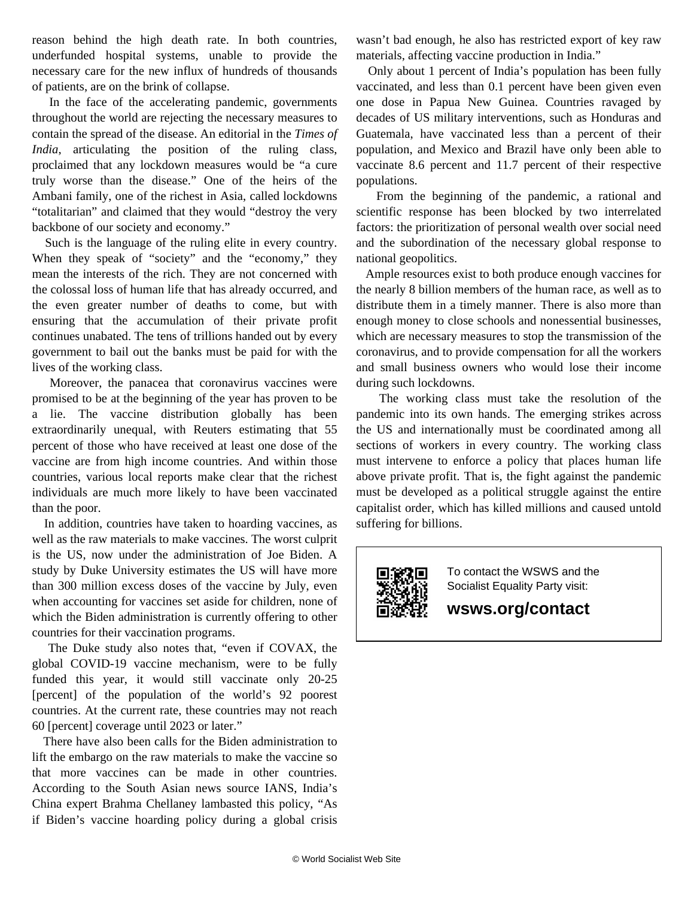reason behind the high death rate. In both countries, underfunded hospital systems, unable to provide the necessary care for the new influx of hundreds of thousands of patients, are on the brink of collapse.

In the face of the accelerating pandemic, governments throughout the world are rejecting the necessary measures to contain the spread of the disease. An editorial in the *Times of India*, articulating the position of the ruling class, proclaimed that any lockdown measures would be "a cure truly worse than the disease." One of the heirs of the Ambani family, one of the richest in Asia, called lockdowns "totalitarian" and claimed that they would "destroy the very backbone of our society and economy."

Such is the language of the ruling elite in every country. When they speak of "society" and the "economy," they mean the interests of the rich. They are not concerned with the colossal loss of human life that has already occurred, and the even greater number of deaths to come, but with ensuring that the accumulation of their private profit continues unabated. The tens of trillions handed out by every government to bail out the banks must be paid for with the lives of the working class.

Moreover, the panacea that coronavirus vaccines were promised to be at the beginning of the year has proven to be a lie. The vaccine distribution globally has been extraordinarily unequal, with Reuters estimating that 55 percent of those who have received at least one dose of the vaccine are from high income countries. And within those countries, various local reports make clear that the richest individuals are much more likely to have been vaccinated than the poor.

In addition, countries have taken to hoarding vaccines, as well as the raw materials to make vaccines. The worst culprit is the US, now under the administration of Joe Biden. A study by Duke University estimates the US will have more than 300 million excess doses of the vaccine by July, even when accounting for vaccines set aside for children, none of which the Biden administration is currently offering to other countries for their vaccination programs.

The Duke study also notes that, "even if COVAX, the global COVID-19 vaccine mechanism, were to be fully funded this year, it would still vaccinate only 20-25 [percent] of the population of the world's 92 poorest countries. At the current rate, these countries may not reach 60 [percent] coverage until 2023 or later."

There have also been calls for the Biden administration to lift the embargo on the raw materials to make the vaccine so that more vaccines can be made in other countries. According to the South Asian news source IANS, India's China expert Brahma Chellaney lambasted this policy, "As if Biden's vaccine hoarding policy during a global crisis wasn't bad enough, he also has restricted export of key raw materials, affecting vaccine production in India."

Only about 1 percent of India's population has been fully vaccinated, and less than 0.1 percent have been given even one dose in Papua New Guinea. Countries ravaged by decades of US military interventions, such as Honduras and Guatemala, have vaccinated less than a percent of their population, and Mexico and Brazil have only been able to vaccinate 8.6 percent and 11.7 percent of their respective populations.

From the beginning of the pandemic, a rational and scientific response has been blocked by two interrelated factors: the prioritization of personal wealth over social need and the subordination of the necessary global response to national geopolitics.

Ample resources exist to both produce enough vaccines for the nearly 8 billion members of the human race, as well as to distribute them in a timely manner. There is also more than enough money to close schools and nonessential businesses, which are necessary measures to stop the transmission of the coronavirus, and to provide compensation for all the workers and small business owners who would lose their income during such lockdowns.

The working class must take the resolution of the pandemic into its own hands. The emerging strikes across the US and internationally must be coordinated among all sections of workers in every country. The working class must intervene to enforce a policy that places human life above private profit. That is, the fight against the pandemic must be developed as a political struggle against the entire capitalist order, which has killed millions and caused untold suffering for billions.

To contact the WSWS and the Socialist Equality Party visit:

**wsws.org/contact**